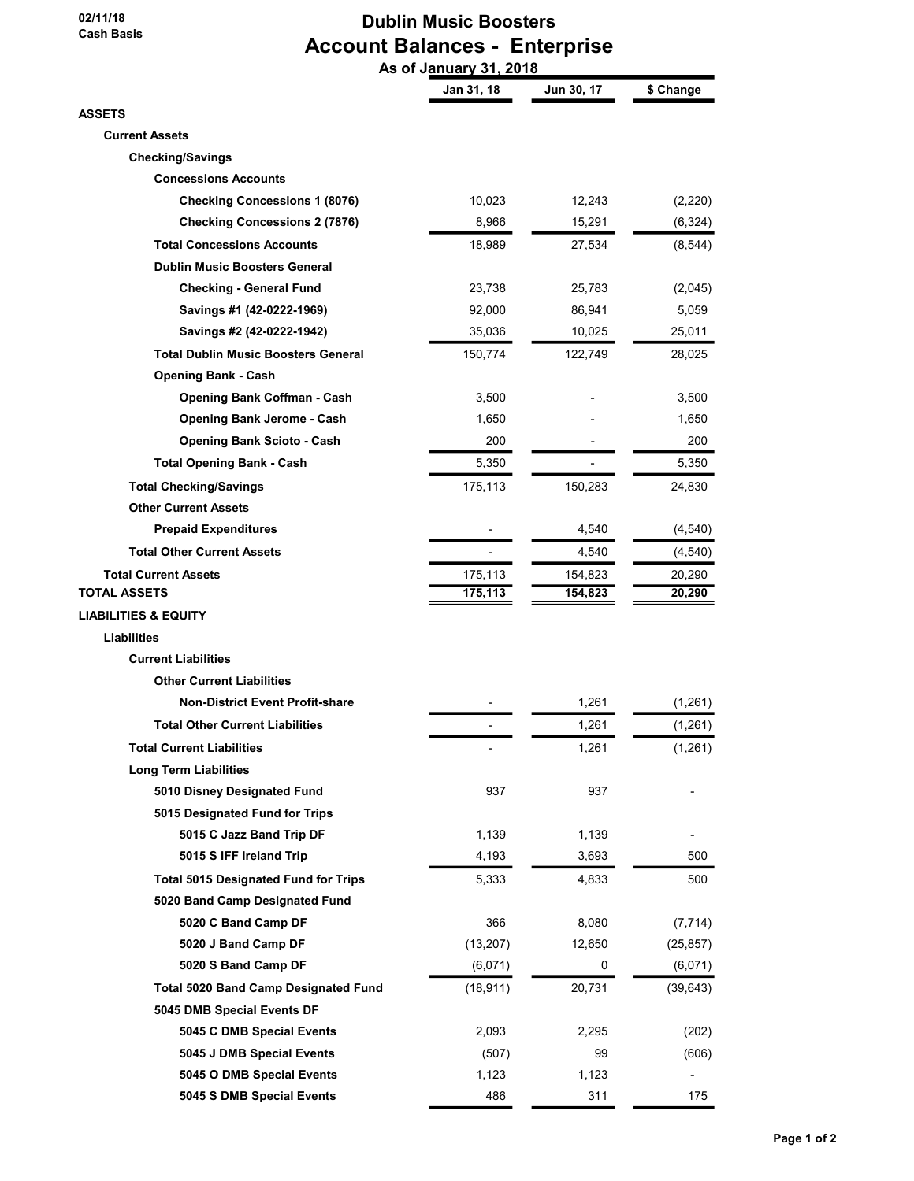02/11/18
Cash Basis

# Dublin Music Boosters
## Account Balances - Enterprise
### As of January 31, 2018

| | Jan 31, 18 | Jun 30, 17 | $ Change |
|---|---|---|---|
| **ASSETS** | | | |
| **Current Assets** | | | |
| **Checking/Savings** | | | |
| **Concessions Accounts** | | | |
| **Checking Concessions 1 (8076)** | 10,023 | 12,243 | (2,220) |
| **Checking Concessions 2 (7876)** | 8,966 | 15,291 | (6,324) |
| **Total Concessions Accounts** | 18,989 | 27,534 | (8,544) |
| **Dublin Music Boosters General** | | | |
| **Checking - General Fund** | 23,738 | 25,783 | (2,045) |
| **Savings #1 (42-0222-1969)** | 92,000 | 86,941 | 5,059 |
| **Savings #2 (42-0222-1942)** | 35,036 | 10,025 | 25,011 |
| **Total Dublin Music Boosters General** | 150,774 | 122,749 | 28,025 |
| **Opening Bank - Cash** | | | |
| **Opening Bank Coffman - Cash** | 3,500 | - | 3,500 |
| **Opening Bank Jerome - Cash** | 1,650 | - | 1,650 |
| **Opening Bank Scioto - Cash** | 200 | - | 200 |
| **Total Opening Bank - Cash** | 5,350 | - | 5,350 |
| **Total Checking/Savings** | 175,113 | 150,283 | 24,830 |
| **Other Current Assets** | | | |
| **Prepaid Expenditures** | - | 4,540 | (4,540) |
| **Total Other Current Assets** | - | 4,540 | (4,540) |
| **Total Current Assets** | 175,113 | 154,823 | 20,290 |
| **TOTAL ASSETS** | **175,113** | **154,823** | **20,290** |
| **LIABILITIES & EQUITY** | | | |
| **Liabilities** | | | |
| **Current Liabilities** | | | |
| **Other Current Liabilities** | | | |
| **Non-District Event Profit-share** | - | 1,261 | (1,261) |
| **Total Other Current Liabilities** | - | 1,261 | (1,261) |
| **Total Current Liabilities** | - | 1,261 | (1,261) |
| **Long Term Liabilities** | | | |
| **5010 Disney Designated Fund** | 937 | 937 | - |
| **5015 Designated Fund for Trips** | | | |
| **5015 C Jazz Band Trip DF** | 1,139 | 1,139 | - |
| **5015 S IFF Ireland Trip** | 4,193 | 3,693 | 500 |
| **Total 5015 Designated Fund for Trips** | 5,333 | 4,833 | 500 |
| **5020 Band Camp Designated Fund** | | | |
| **5020 C Band Camp DF** | 366 | 8,080 | (7,714) |
| **5020 J Band Camp DF** | (13,207) | 12,650 | (25,857) |
| **5020 S Band Camp DF** | (6,071) | 0 | (6,071) |
| **Total 5020 Band Camp Designated Fund** | (18,911) | 20,731 | (39,643) |
| **5045 DMB Special Events DF** | | | |
| **5045 C DMB Special Events** | 2,093 | 2,295 | (202) |
| **5045 J DMB Special Events** | (507) | 99 | (606) |
| **5045 O DMB Special Events** | 1,123 | 1,123 | - |
| **5045 S DMB Special Events** | 486 | 311 | 175 |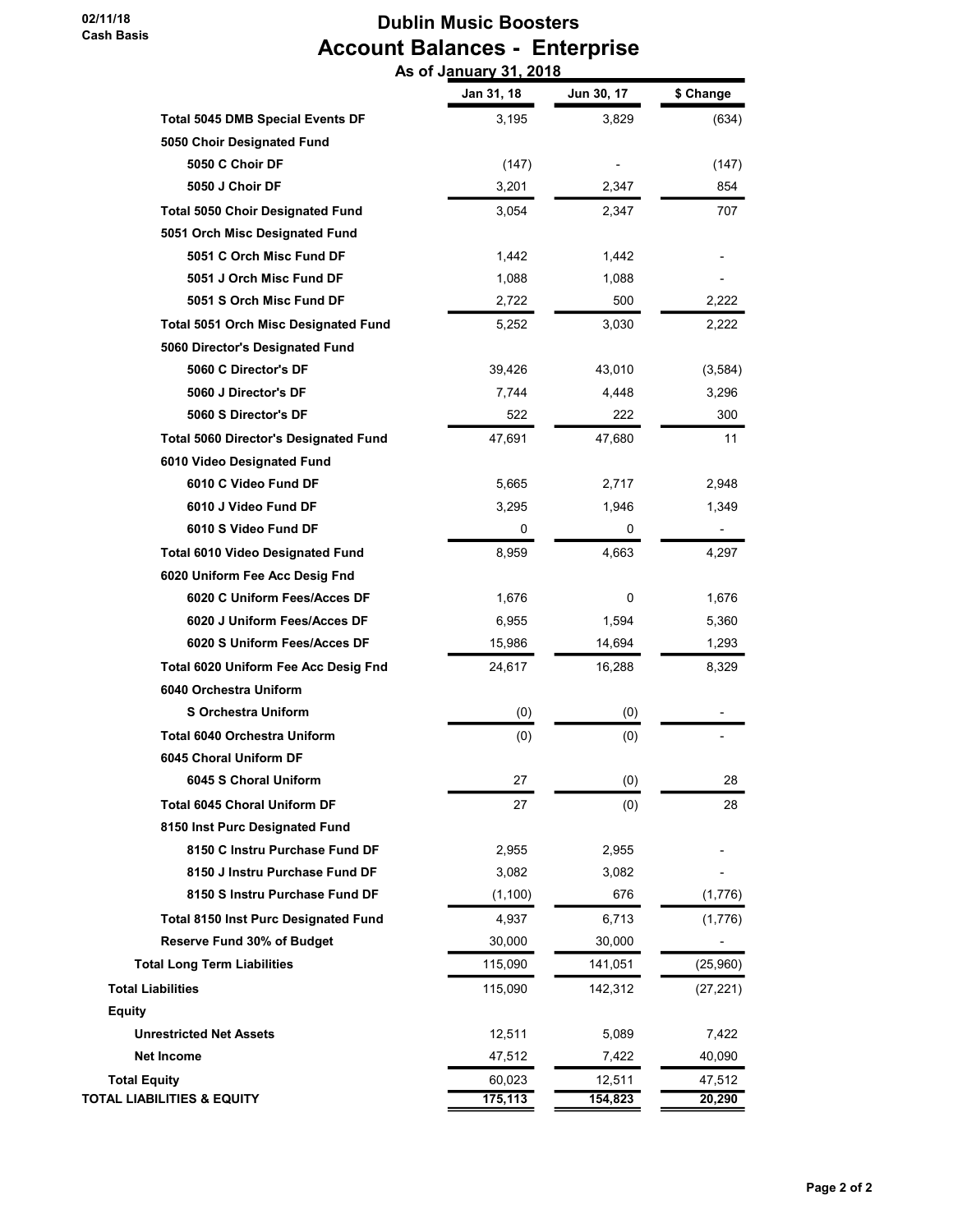02/11/18
Cash Basis

# Dublin Music Boosters
## Account Balances - Enterprise
### As of January 31, 2018

| | Jan 31, 18 | Jun 30, 17 | $ Change |
|---|---|---|---|
| **Total 5045 DMB Special Events DF** | 3,195 | 3,829 | (634) |
| **5050 Choir Designated Fund** | | | |
| **5050 C Choir DF** | (147) | - | (147) |
| **5050 J Choir DF** | 3,201 | 2,347 | 854 |
| **Total 5050 Choir Designated Fund** | 3,054 | 2,347 | 707 |
| **5051 Orch Misc Designated Fund** | | | |
| **5051 C Orch Misc Fund DF** | 1,442 | 1,442 | - |
| **5051 J Orch Misc Fund DF** | 1,088 | 1,088 | - |
| **5051 S Orch Misc Fund DF** | 2,722 | 500 | 2,222 |
| **Total 5051 Orch Misc Designated Fund** | 5,252 | 3,030 | 2,222 |
| **5060 Director's Designated Fund** | | | |
| **5060 C Director's DF** | 39,426 | 43,010 | (3,584) |
| **5060 J Director's DF** | 7,744 | 4,448 | 3,296 |
| **5060 S Director's DF** | 522 | 222 | 300 |
| **Total 5060 Director's Designated Fund** | 47,691 | 47,680 | 11 |
| **6010 Video Designated Fund** | | | |
| **6010 C Video Fund DF** | 5,665 | 2,717 | 2,948 |
| **6010 J Video Fund DF** | 3,295 | 1,946 | 1,349 |
| **6010 S Video Fund DF** | 0 | 0 | - |
| **Total 6010 Video Designated Fund** | 8,959 | 4,663 | 4,297 |
| **6020 Uniform Fee Acc Desig Fnd** | | | |
| **6020 C Uniform Fees/Acces DF** | 1,676 | 0 | 1,676 |
| **6020 J Uniform Fees/Acces DF** | 6,955 | 1,594 | 5,360 |
| **6020 S Uniform Fees/Acces DF** | 15,986 | 14,694 | 1,293 |
| **Total 6020 Uniform Fee Acc Desig Fnd** | 24,617 | 16,288 | 8,329 |
| **6040 Orchestra Uniform** | | | |
| **S Orchestra Uniform** | (0) | (0) | - |
| **Total 6040 Orchestra Uniform** | (0) | (0) | - |
| **6045 Choral Uniform DF** | | | |
| **6045 S Choral Uniform** | 27 | (0) | 28 |
| **Total 6045 Choral Uniform DF** | 27 | (0) | 28 |
| **8150 Inst Purc Designated Fund** | | | |
| **8150 C Instru Purchase Fund DF** | 2,955 | 2,955 | - |
| **8150 J Instru Purchase Fund DF** | 3,082 | 3,082 | - |
| **8150 S Instru Purchase Fund DF** | (1,100) | 676 | (1,776) |
| **Total 8150 Inst Purc Designated Fund** | 4,937 | 6,713 | (1,776) |
| **Reserve Fund 30% of Budget** | 30,000 | 30,000 | - |
| **Total Long Term Liabilities** | 115,090 | 141,051 | (25,960) |
| **Total Liabilities** | 115,090 | 142,312 | (27,221) |
| **Equity** | | | |
| **Unrestricted Net Assets** | 12,511 | 5,089 | 7,422 |
| **Net Income** | 47,512 | 7,422 | 40,090 |
| **Total Equity** | 60,023 | 12,511 | 47,512 |
| **TOTAL LIABILITIES & EQUITY** | 175,113 | 154,823 | 20,290 |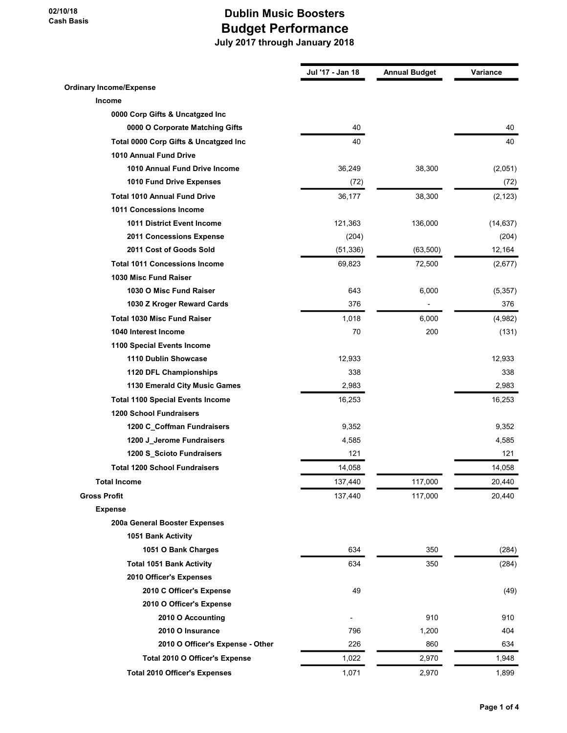02/10/18
Cash Basis

# Dublin Music Boosters
## Budget Performance
### July 2017 through January 2018

| | Jul '17 - Jan 18 | Annual Budget | Variance |
|---|---|---|---|
| **Ordinary Income/Expense** | | | |
| **Income** | | | |
| **0000 Corp Gifts & Uncatgzed Inc** | | | |
| **0000 O Corporate Matching Gifts** | 40 | | 40 |
| **Total 0000 Corp Gifts & Uncatgzed Inc** | 40 | | 40 |
| **1010 Annual Fund Drive** | | | |
| **1010 Annual Fund Drive Income** | 36,249 | 38,300 | (2,051) |
| **1010 Fund Drive Expenses** | (72) | | (72) |
| **Total 1010 Annual Fund Drive** | 36,177 | 38,300 | (2,123) |
| **1011 Concessions Income** | | | |
| **1011 District Event Income** | 121,363 | 136,000 | (14,637) |
| **2011 Concessions Expense** | (204) | | (204) |
| **2011 Cost of Goods Sold** | (51,336) | (63,500) | 12,164 |
| **Total 1011 Concessions Income** | 69,823 | 72,500 | (2,677) |
| **1030 Misc Fund Raiser** | | | |
| **1030 O Misc Fund Raiser** | 643 | 6,000 | (5,357) |
| **1030 Z Kroger Reward Cards** | 376 | - | 376 |
| **Total 1030 Misc Fund Raiser** | 1,018 | 6,000 | (4,982) |
| **1040 Interest Income** | 70 | 200 | (131) |
| **1100 Special Events Income** | | | |
| **1110 Dublin Showcase** | 12,933 | | 12,933 |
| **1120 DFL Championships** | 338 | | 338 |
| **1130 Emerald City Music Games** | 2,983 | | 2,983 |
| **Total 1100 Special Events Income** | 16,253 | | 16,253 |
| **1200 School Fundraisers** | | | |
| **1200 C_Coffman Fundraisers** | 9,352 | | 9,352 |
| **1200 J_Jerome Fundraisers** | 4,585 | | 4,585 |
| **1200 S_Scioto Fundraisers** | 121 | | 121 |
| **Total 1200 School Fundraisers** | 14,058 | | 14,058 |
| **Total Income** | 137,440 | 117,000 | 20,440 |
| **Gross Profit** | 137,440 | 117,000 | 20,440 |
| **Expense** | | | |
| **200a General Booster Expenses** | | | |
| **1051 Bank Activity** | | | |
| **1051 O Bank Charges** | 634 | 350 | (284) |
| **Total 1051 Bank Activity** | 634 | 350 | (284) |
| **2010 Officer's Expenses** | | | |
| **2010 C Officer's Expense** | 49 | | (49) |
| **2010 O Officer's Expense** | | | |
| **2010 O Accounting** | - | 910 | 910 |
| **2010 O Insurance** | 796 | 1,200 | 404 |
| **2010 O Officer's Expense - Other** | 226 | 860 | 634 |
| **Total 2010 O Officer's Expense** | 1,022 | 2,970 | 1,948 |
| **Total 2010 Officer's Expenses** | 1,071 | 2,970 | 1,899 |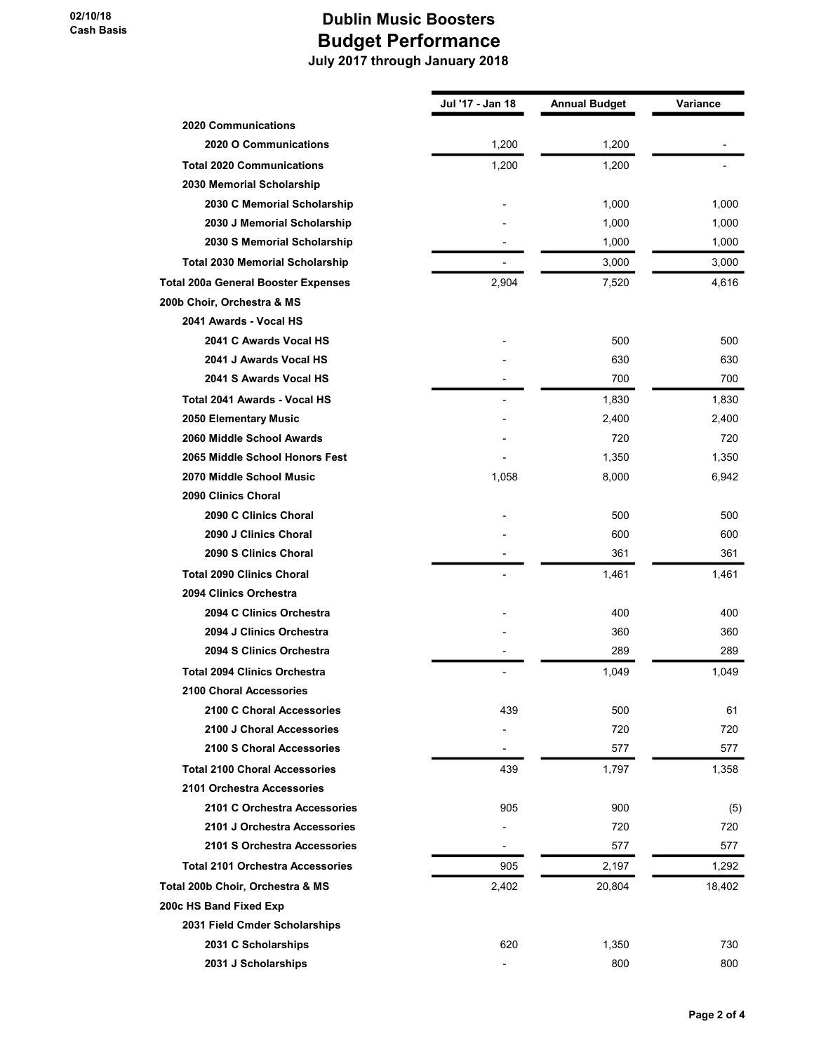**02/10/18**
**Cash Basis**

# Dublin Music Boosters
## Budget Performance
### July 2017 through January 2018

| | Jul '17 - Jan 18 | Annual Budget | Variance |
|---|---|---|---|
| **2020 Communications** | | | |
| **2020 O Communications** | 1,200 | 1,200 | - |
| **Total 2020 Communications** | 1,200 | 1,200 | - |
| **2030 Memorial Scholarship** | | | |
| **2030 C Memorial Scholarship** | - | 1,000 | 1,000 |
| **2030 J Memorial Scholarship** | - | 1,000 | 1,000 |
| **2030 S Memorial Scholarship** | - | 1,000 | 1,000 |
| **Total 2030 Memorial Scholarship** | - | 3,000 | 3,000 |
| **Total 200a General Booster Expenses** | 2,904 | 7,520 | 4,616 |
| **200b Choir, Orchestra & MS** | | | |
| **2041 Awards - Vocal HS** | | | |
| **2041 C Awards Vocal HS** | - | 500 | 500 |
| **2041 J Awards Vocal HS** | - | 630 | 630 |
| **2041 S Awards Vocal HS** | - | 700 | 700 |
| **Total 2041 Awards - Vocal HS** | - | 1,830 | 1,830 |
| **2050 Elementary Music** | - | 2,400 | 2,400 |
| **2060 Middle School Awards** | - | 720 | 720 |
| **2065 Middle School Honors Fest** | - | 1,350 | 1,350 |
| **2070 Middle School Music** | 1,058 | 8,000 | 6,942 |
| **2090 Clinics Choral** | | | |
| **2090 C Clinics Choral** | - | 500 | 500 |
| **2090 J Clinics Choral** | - | 600 | 600 |
| **2090 S Clinics Choral** | - | 361 | 361 |
| **Total 2090 Clinics Choral** | - | 1,461 | 1,461 |
| **2094 Clinics Orchestra** | | | |
| **2094 C Clinics Orchestra** | - | 400 | 400 |
| **2094 J Clinics Orchestra** | - | 360 | 360 |
| **2094 S Clinics Orchestra** | - | 289 | 289 |
| **Total 2094 Clinics Orchestra** | - | 1,049 | 1,049 |
| **2100 Choral Accessories** | | | |
| **2100 C Choral Accessories** | 439 | 500 | 61 |
| **2100 J Choral Accessories** | - | 720 | 720 |
| **2100 S Choral Accessories** | - | 577 | 577 |
| **Total 2100 Choral Accessories** | 439 | 1,797 | 1,358 |
| **2101 Orchestra Accessories** | | | |
| **2101 C Orchestra Accessories** | 905 | 900 | (5) |
| **2101 J Orchestra Accessories** | - | 720 | 720 |
| **2101 S Orchestra Accessories** | - | 577 | 577 |
| **Total 2101 Orchestra Accessories** | 905 | 2,197 | 1,292 |
| **Total 200b Choir, Orchestra & MS** | 2,402 | 20,804 | 18,402 |
| **200c HS Band Fixed Exp** | | | |
| **2031 Field Cmder Scholarships** | | | |
| **2031 C Scholarships** | 620 | 1,350 | 730 |
| **2031 J Scholarships** | - | 800 | 800 |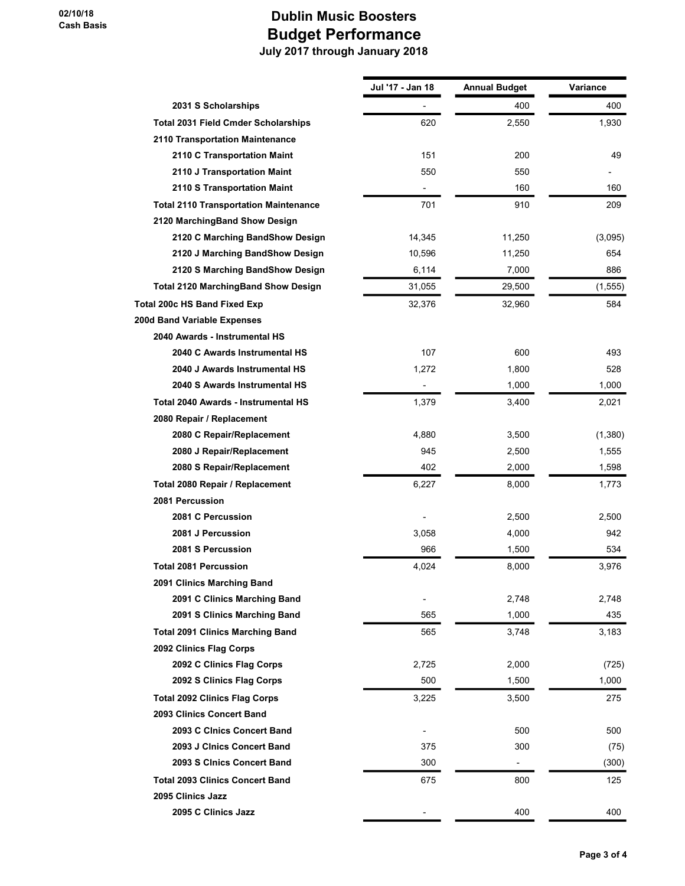02/10/18
Cash Basis

# Dublin Music Boosters
## Budget Performance
### July 2017 through January 2018

| | Jul '17 - Jan 18 | Annual Budget | Variance |
|---|---|---|---|
| 2031 S Scholarships | - | 400 | 400 |
| Total 2031 Field Cmder Scholarships | 620 | 2,550 | 1,930 |
| 2110 Transportation Maintenance | | | |
| 2110 C Transportation Maint | 151 | 200 | 49 |
| 2110 J Transportation Maint | 550 | 550 | - |
| 2110 S Transportation Maint | - | 160 | 160 |
| Total 2110 Transportation Maintenance | 701 | 910 | 209 |
| 2120 MarchingBand Show Design | | | |
| 2120 C Marching BandShow Design | 14,345 | 11,250 | (3,095) |
| 2120 J Marching BandShow Design | 10,596 | 11,250 | 654 |
| 2120 S Marching BandShow Design | 6,114 | 7,000 | 886 |
| Total 2120 MarchingBand Show Design | 31,055 | 29,500 | (1,555) |
| Total 200c HS Band Fixed Exp | 32,376 | 32,960 | 584 |
| 200d Band Variable Expenses | | | |
| 2040 Awards - Instrumental HS | | | |
| 2040 C Awards Instrumental HS | 107 | 600 | 493 |
| 2040 J Awards Instrumental HS | 1,272 | 1,800 | 528 |
| 2040 S Awards Instrumental HS | - | 1,000 | 1,000 |
| Total 2040 Awards - Instrumental HS | 1,379 | 3,400 | 2,021 |
| 2080 Repair / Replacement | | | |
| 2080 C Repair/Replacement | 4,880 | 3,500 | (1,380) |
| 2080 J Repair/Replacement | 945 | 2,500 | 1,555 |
| 2080 S Repair/Replacement | 402 | 2,000 | 1,598 |
| Total 2080 Repair / Replacement | 6,227 | 8,000 | 1,773 |
| 2081 Percussion | | | |
| 2081 C Percussion | - | 2,500 | 2,500 |
| 2081 J Percussion | 3,058 | 4,000 | 942 |
| 2081 S Percussion | 966 | 1,500 | 534 |
| Total 2081 Percussion | 4,024 | 8,000 | 3,976 |
| 2091 Clinics Marching Band | | | |
| 2091 C Clinics Marching Band | - | 2,748 | 2,748 |
| 2091 S Clinics Marching Band | 565 | 1,000 | 435 |
| Total 2091 Clinics Marching Band | 565 | 3,748 | 3,183 |
| 2092 Clinics Flag Corps | | | |
| 2092 C Clinics Flag Corps | 2,725 | 2,000 | (725) |
| 2092 S Clinics Flag Corps | 500 | 1,500 | 1,000 |
| Total 2092 Clinics Flag Corps | 3,225 | 3,500 | 275 |
| 2093 Clinics Concert Band | | | |
| 2093 C Clnics Concert Band | - | 500 | 500 |
| 2093 J Clnics Concert Band | 375 | 300 | (75) |
| 2093 S Clnics Concert Band | 300 | - | (300) |
| Total 2093 Clinics Concert Band | 675 | 800 | 125 |
| 2095 Clinics Jazz | | | |
| 2095 C Clinics Jazz | - | 400 | 400 |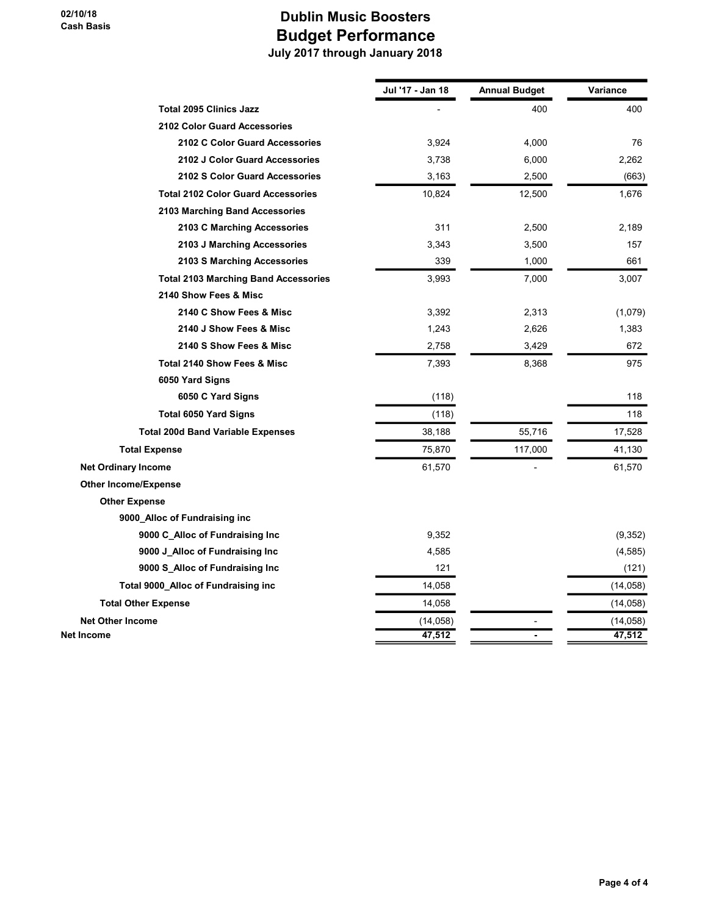# Dublin Music Boosters
## Budget Performance
### July 2017 through January 2018

02/10/18
Cash Basis

| | Jul '17 - Jan 18 | Annual Budget | Variance |
|---|---|---|---|
| Total 2095 Clinics Jazz | - | 400 | 400 |
| 2102 Color Guard Accessories | | | |
| 2102 C Color Guard Accessories | 3,924 | 4,000 | 76 |
| 2102 J Color Guard Accessories | 3,738 | 6,000 | 2,262 |
| 2102 S Color Guard Accessories | 3,163 | 2,500 | (663) |
| Total 2102 Color Guard Accessories | 10,824 | 12,500 | 1,676 |
| 2103 Marching Band Accessories | | | |
| 2103 C Marching Accessories | 311 | 2,500 | 2,189 |
| 2103 J Marching Accessories | 3,343 | 3,500 | 157 |
| 2103 S Marching Accessories | 339 | 1,000 | 661 |
| Total 2103 Marching Band Accessories | 3,993 | 7,000 | 3,007 |
| 2140 Show Fees & Misc | | | |
| 2140 C Show Fees & Misc | 3,392 | 2,313 | (1,079) |
| 2140 J Show Fees & Misc | 1,243 | 2,626 | 1,383 |
| 2140 S Show Fees & Misc | 2,758 | 3,429 | 672 |
| Total 2140 Show Fees & Misc | 7,393 | 8,368 | 975 |
| 6050 Yard Signs | | | |
| 6050 C Yard Signs | (118) | | 118 |
| Total 6050 Yard Signs | (118) | | 118 |
| Total 200d Band Variable Expenses | 38,188 | 55,716 | 17,528 |
| Total Expense | 75,870 | 117,000 | 41,130 |
| Net Ordinary Income | 61,570 | - | 61,570 |
| Other Income/Expense | | | |
| Other Expense | | | |
| 9000_Alloc of Fundraising inc | | | |
| 9000 C_Alloc of Fundraising Inc | 9,352 | | (9,352) |
| 9000 J_Alloc of Fundraising Inc | 4,585 | | (4,585) |
| 9000 S_Alloc of Fundraising Inc | 121 | | (121) |
| Total 9000_Alloc of Fundraising inc | 14,058 | | (14,058) |
| Total Other Expense | 14,058 | | (14,058) |
| Net Other Income | (14,058) | - | (14,058) |
| Net Income | 47,512 | - | 47,512 |